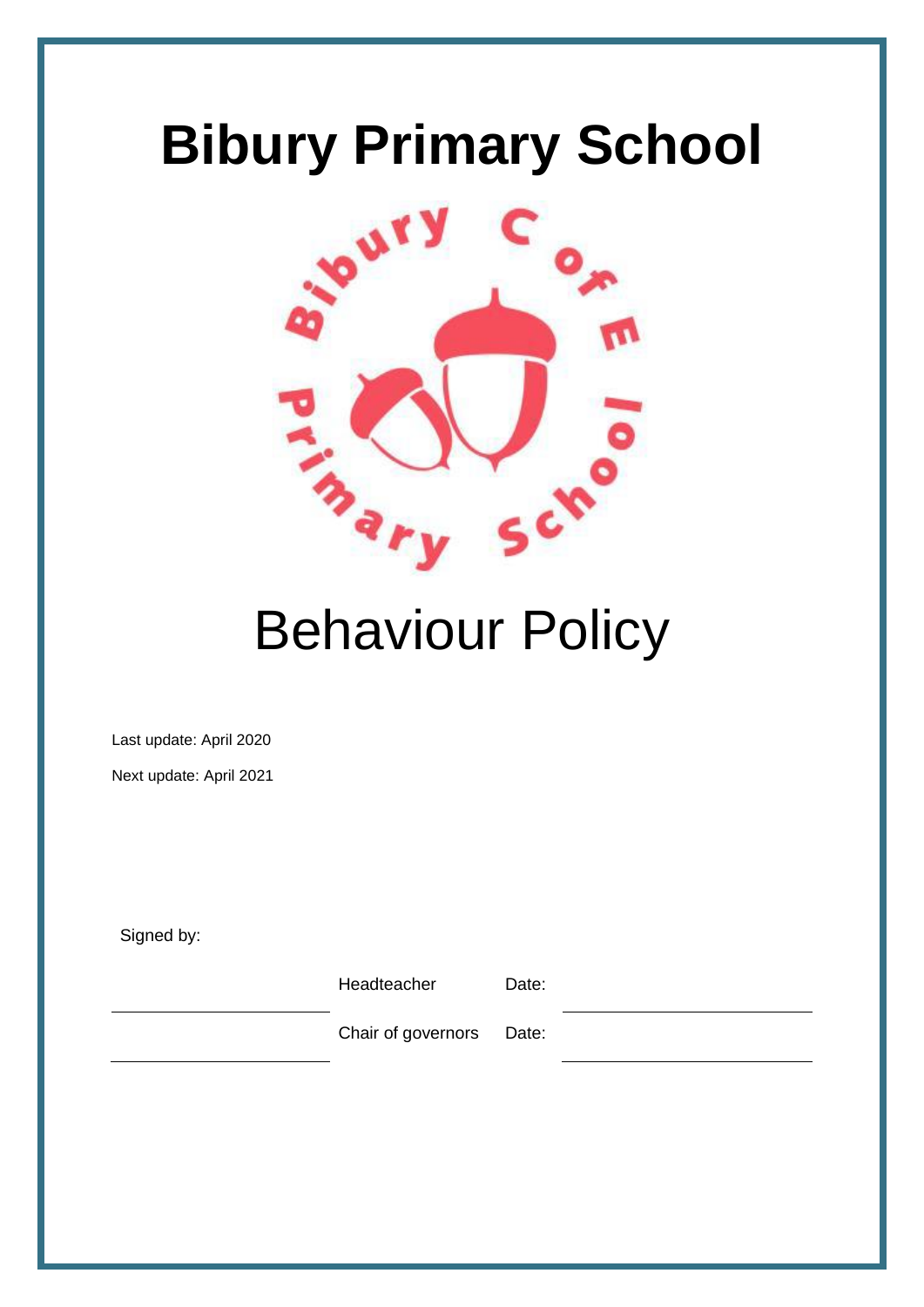# Bibury Primary School

# Behaviour Policy

Last update: April 2020

Next update: April 2021

Signed by:

| | | | |
|---|---|---|---|
| ______________________ | Headteacher | Date: | ______________________ |
| ______________________ | Chair of governors | Date: | ______________________ |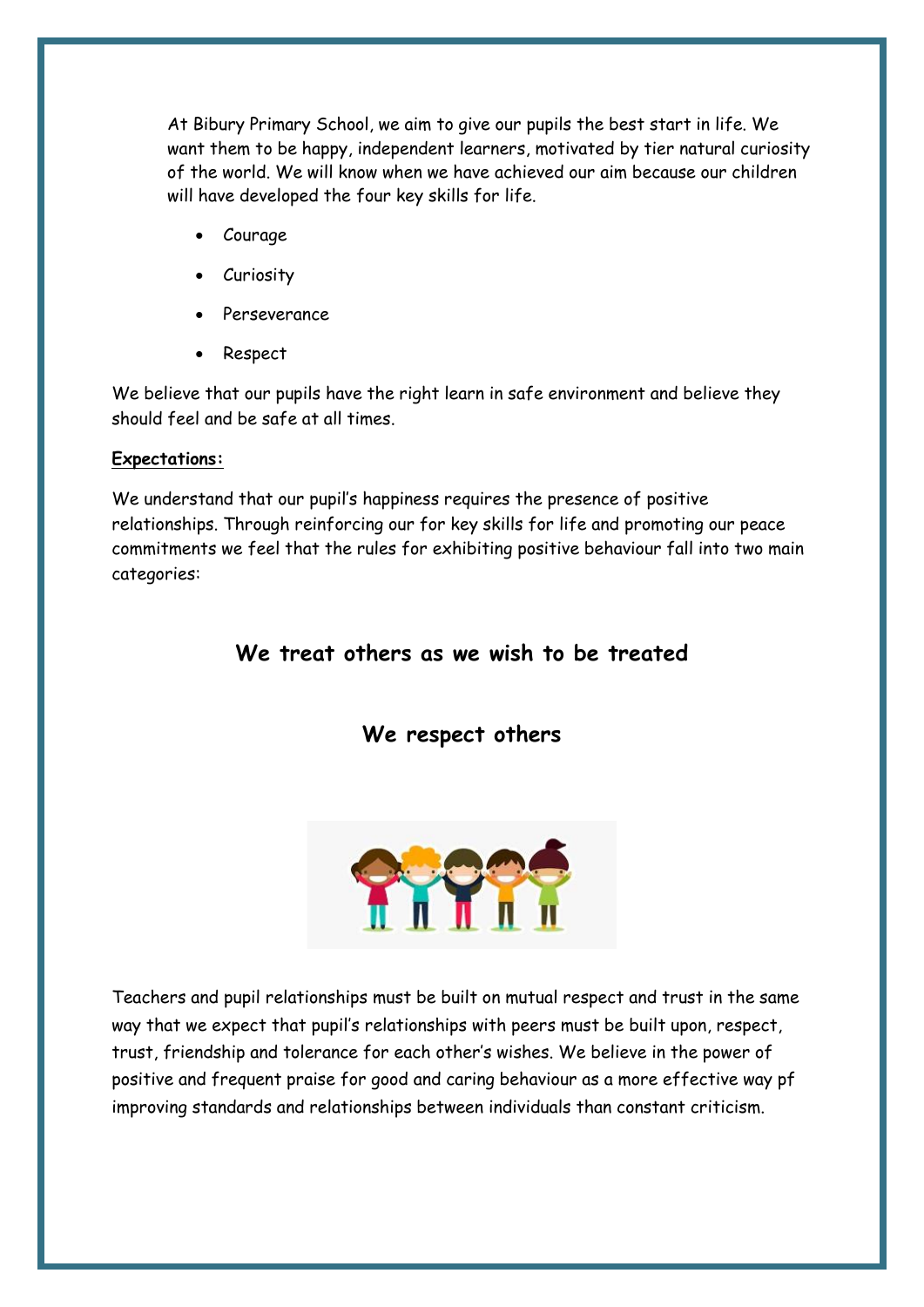At Bibury Primary School, we aim to give our pupils the best start in life. We want them to be happy, independent learners, motivated by tier natural curiosity of the world. We will know when we have achieved our aim because our children will have developed the four key skills for life.

- Courage
- Curiosity
- Perseverance
- Respect

We believe that our pupils have the right learn in safe environment and believe they should feel and be safe at all times.

**Expectations:**

We understand that our pupil's happiness requires the presence of positive relationships. Through reinforcing our for key skills for life and promoting our peace commitments we feel that the rules for exhibiting positive behaviour fall into two main categories:

**We treat others as we wish to be treated**

**We respect others**

Teachers and pupil relationships must be built on mutual respect and trust in the same way that we expect that pupil's relationships with peers must be built upon, respect, trust, friendship and tolerance for each other's wishes. We believe in the power of positive and frequent praise for good and caring behaviour as a more effective way pf improving standards and relationships between individuals than constant criticism.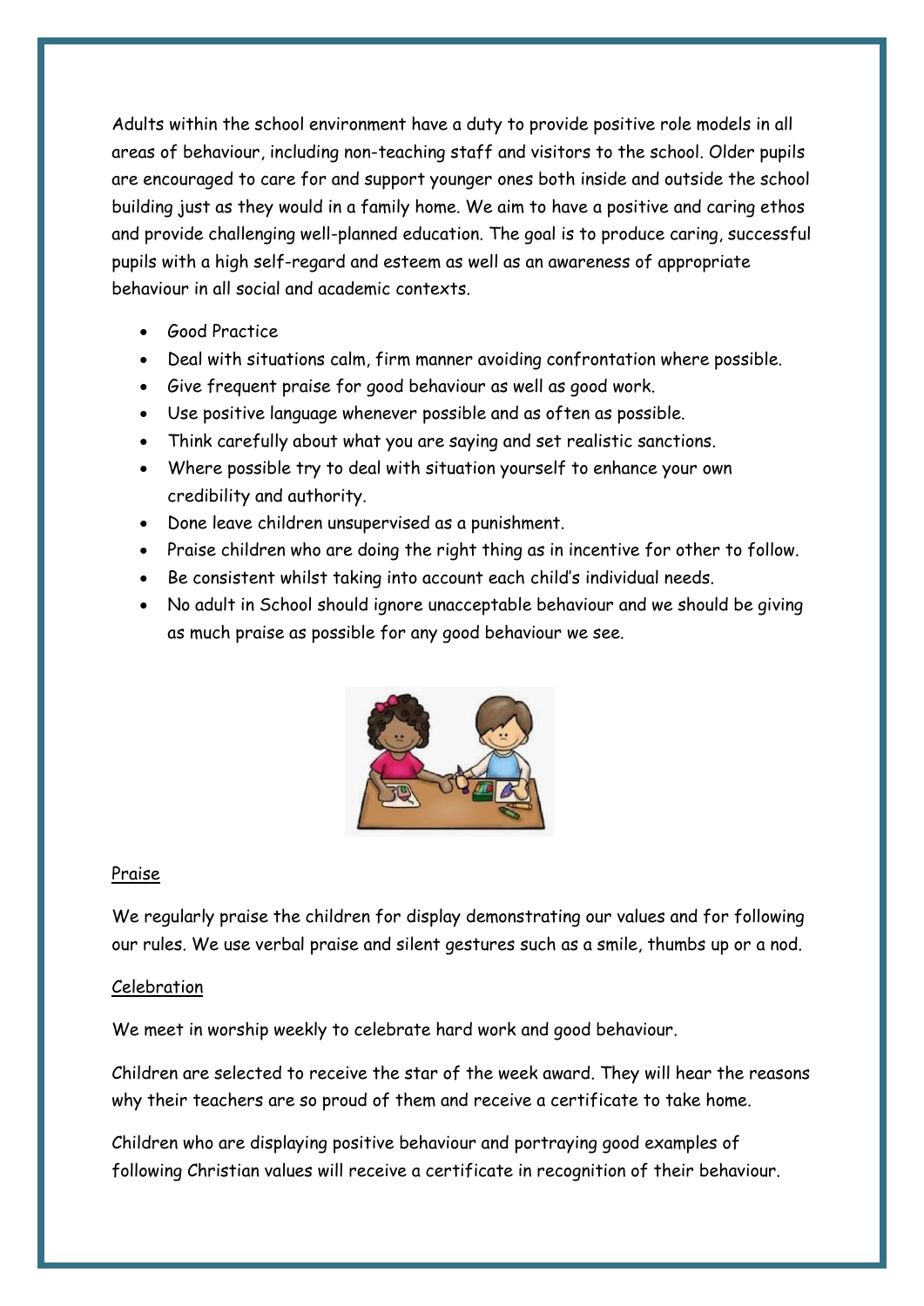Adults within the school environment have a duty to provide positive role models in all areas of behaviour, including non-teaching staff and visitors to the school. Older pupils are encouraged to care for and support younger ones both inside and outside the school building just as they would in a family home. We aim to have a positive and caring ethos and provide challenging well-planned education. The goal is to produce caring, successful pupils with a high self-regard and esteem as well as an awareness of appropriate behaviour in all social and academic contexts.

- Good Practice
- Deal with situations calm, firm manner avoiding confrontation where possible.
- Give frequent praise for good behaviour as well as good work.
- Use positive language whenever possible and as often as possible.
- Think carefully about what you are saying and set realistic sanctions.
- Where possible try to deal with situation yourself to enhance your own credibility and authority.
- Done leave children unsupervised as a punishment.
- Praise children who are doing the right thing as in incentive for other to follow.
- Be consistent whilst taking into account each child's individual needs.
- No adult in School should ignore unacceptable behaviour and we should be giving as much praise as possible for any good behaviour we see.

<u>Praise</u>

We regularly praise the children for display demonstrating our values and for following our rules. We use verbal praise and silent gestures such as a smile, thumbs up or a nod.

<u>Celebration</u>

We meet in worship weekly to celebrate hard work and good behaviour.

Children are selected to receive the star of the week award. They will hear the reasons why their teachers are so proud of them and receive a certificate to take home.

Children who are displaying positive behaviour and portraying good examples of following Christian values will receive a certificate in recognition of their behaviour.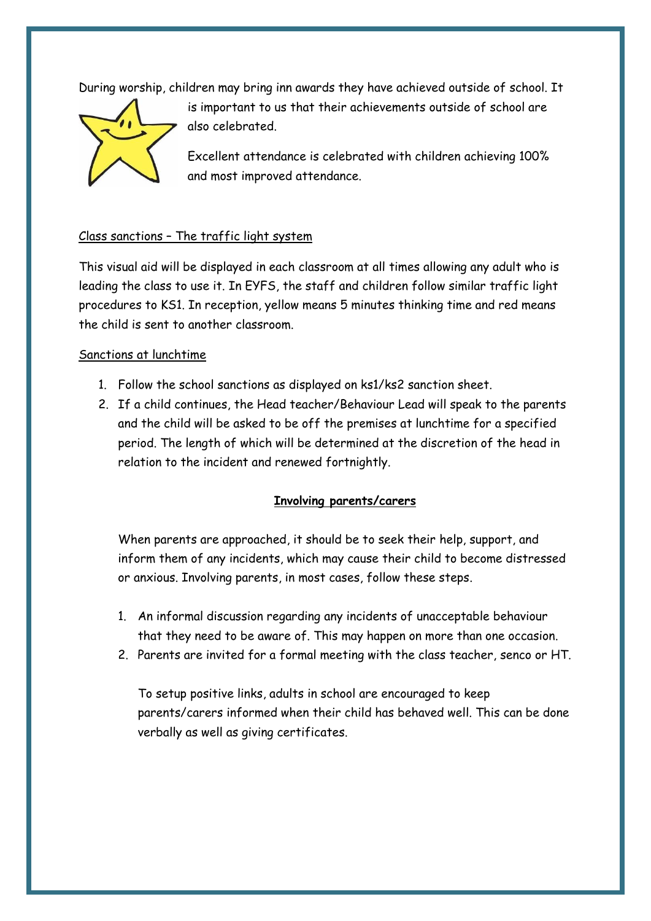During worship, children may bring inn awards they have achieved outside of school. It is important to us that their achievements outside of school are also celebrated.

Excellent attendance is celebrated with children achieving 100% and most improved attendance.

<u>Class sanctions – The traffic light system</u>

This visual aid will be displayed in each classroom at all times allowing any adult who is leading the class to use it. In EYFS, the staff and children follow similar traffic light procedures to KS1. In reception, yellow means 5 minutes thinking time and red means the child is sent to another classroom.

<u>Sanctions at lunchtime</u>

1. Follow the school sanctions as displayed on ks1/ks2 sanction sheet.
2. If a child continues, the Head teacher/Behaviour Lead will speak to the parents and the child will be asked to be off the premises at lunchtime for a specified period. The length of which will be determined at the discretion of the head in relation to the incident and renewed fortnightly.

## Involving parents/carers

When parents are approached, it should be to seek their help, support, and inform them of any incidents, which may cause their child to become distressed or anxious. Involving parents, in most cases, follow these steps.

1. An informal discussion regarding any incidents of unacceptable behaviour that they need to be aware of. This may happen on more than one occasion.
2. Parents are invited for a formal meeting with the class teacher, senco or HT.

To setup positive links, adults in school are encouraged to keep parents/carers informed when their child has behaved well. This can be done verbally as well as giving certificates.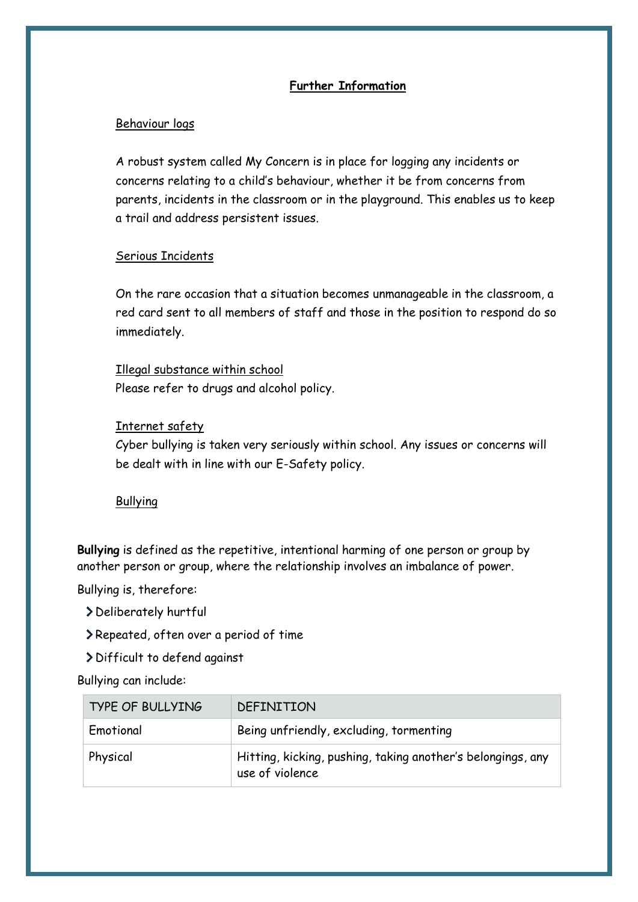## Further Information

### Behaviour logs

A robust system called My Concern is in place for logging any incidents or concerns relating to a child's behaviour, whether it be from concerns from parents, incidents in the classroom or in the playground. This enables us to keep a trail and address persistent issues.

### Serious Incidents

On the rare occasion that a situation becomes unmanageable in the classroom, a red card sent to all members of staff and those in the position to respond do so immediately.

### Illegal substance within school

Please refer to drugs and alcohol policy.

### Internet safety

Cyber bullying is taken very seriously within school. Any issues or concerns will be dealt with in line with our E-Safety policy.

### Bullying

**Bullying** is defined as the repetitive, intentional harming of one person or group by another person or group, where the relationship involves an imbalance of power.

Bullying is, therefore:

- Deliberately hurtful
- Repeated, often over a period of time
- Difficult to defend against

Bullying can include:

| TYPE OF BULLYING | DEFINITION |
|---|---|
| Emotional | Being unfriendly, excluding, tormenting |
| Physical | Hitting, kicking, pushing, taking another's belongings, any use of violence |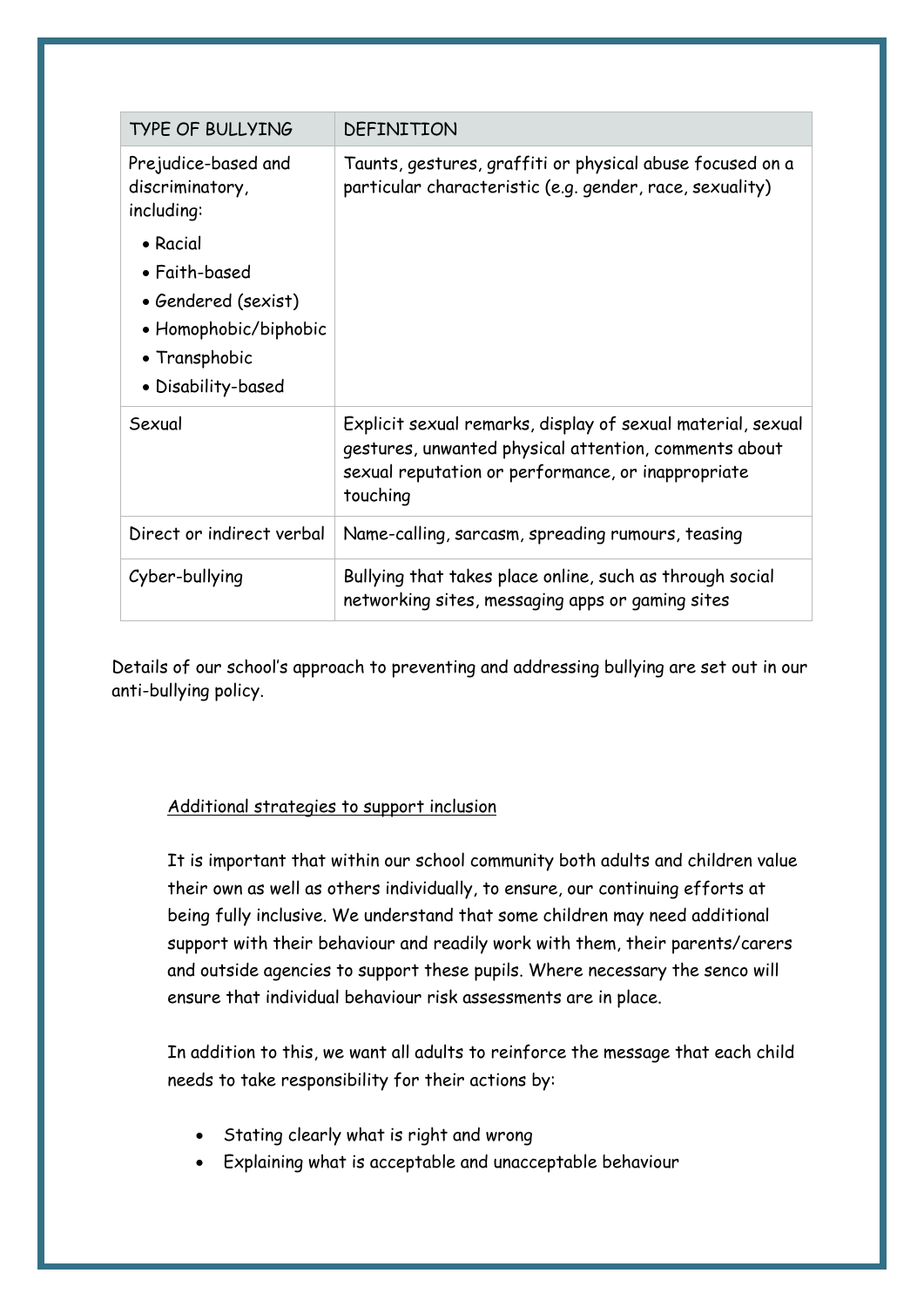| TYPE OF BULLYING | DEFINITION |
| --- | --- |
| Prejudice-based and discriminatory, including: <br>• Racial <br>• Faith-based <br>• Gendered (sexist) <br>• Homophobic/biphobic <br>• Transphobic <br>• Disability-based | Taunts, gestures, graffiti or physical abuse focused on a particular characteristic (e.g. gender, race, sexuality) |
| Sexual | Explicit sexual remarks, display of sexual material, sexual gestures, unwanted physical attention, comments about sexual reputation or performance, or inappropriate touching |
| Direct or indirect verbal | Name-calling, sarcasm, spreading rumours, teasing |
| Cyber-bullying | Bullying that takes place online, such as through social networking sites, messaging apps or gaming sites |

Details of our school's approach to preventing and addressing bullying are set out in our anti-bullying policy.

<u>Additional strategies to support inclusion</u>

It is important that within our school community both adults and children value their own as well as others individually, to ensure, our continuing efforts at being fully inclusive. We understand that some children may need additional support with their behaviour and readily work with them, their parents/carers and outside agencies to support these pupils. Where necessary the senco will ensure that individual behaviour risk assessments are in place.

In addition to this, we want all adults to reinforce the message that each child needs to take responsibility for their actions by:

- Stating clearly what is right and wrong
- Explaining what is acceptable and unacceptable behaviour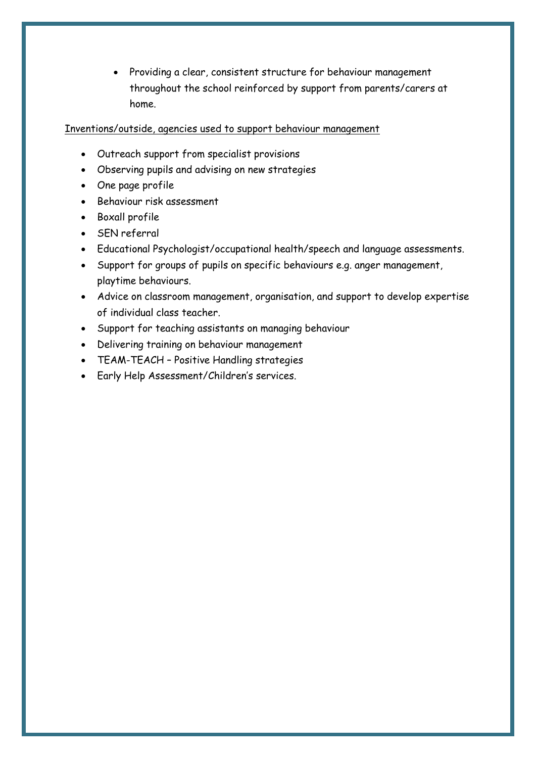- Providing a clear, consistent structure for behaviour management throughout the school reinforced by support from parents/carers at home.

Inventions/outside, agencies used to support behaviour management

- Outreach support from specialist provisions
- Observing pupils and advising on new strategies
- One page profile
- Behaviour risk assessment
- Boxall profile
- SEN referral
- Educational Psychologist/occupational health/speech and language assessments.
- Support for groups of pupils on specific behaviours e.g. anger management, playtime behaviours.
- Advice on classroom management, organisation, and support to develop expertise of individual class teacher.
- Support for teaching assistants on managing behaviour
- Delivering training on behaviour management
- TEAM-TEACH – Positive Handling strategies
- Early Help Assessment/Children's services.